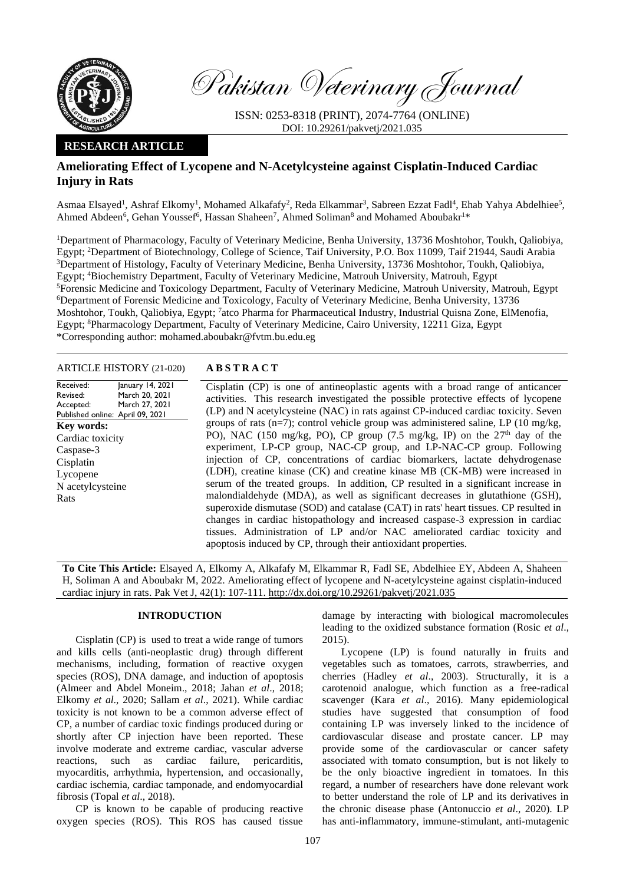Pakistan Veterinary Journal

ISSN: 0253-8318 (PRINT), 2074-7764 (ONLINE)
DOI: 10.29261/pakvetj/2021.035

**RESEARCH ARTICLE**

# Ameliorating Effect of Lycopene and N-Acetylcysteine against Cisplatin-Induced Cardiac Injury in Rats

Asmaa Elsayed[1], Ashraf Elkomy[1], Mohamed Alkafafy[2], Reda Elkammar[3], Sabreen Ezzat Fadl[4], Ehab Yahya Abdelhiee[5], Ahmed Abdeen[6], Gehan Youssef[6], Hassan Shaheen[7], Ahmed Soliman[8] and Mohamed Aboubakr[1]*

[1]Department of Pharmacology, Faculty of Veterinary Medicine, Benha University, 13736 Moshtohor, Toukh, Qaliobiya, Egypt; [2]Department of Biotechnology, College of Science, Taif University, P.O. Box 11099, Taif 21944, Saudi Arabia
[3]Department of Histology, Faculty of Veterinary Medicine, Benha University, 13736 Moshtohor, Toukh, Qaliobiya, Egypt; [4]Biochemistry Department, Faculty of Veterinary Medicine, Matrouh University, Matrouh, Egypt
[5]Forensic Medicine and Toxicology Department, Faculty of Veterinary Medicine, Matrouh University, Matrouh, Egypt
[6]Department of Forensic Medicine and Toxicology, Faculty of Veterinary Medicine, Benha University, 13736 Moshtohor, Toukh, Qaliobiya, Egypt; [7]atco Pharma for Pharmaceutical Industry, Industrial Quisna Zone, ElMenofia, Egypt; [8]Pharmacology Department, Faculty of Veterinary Medicine, Cairo University, 12211 Giza, Egypt
*Corresponding author: mohamed.aboubakr@fvtm.bu.edu.eg

**ARTICLE HISTORY** (21-020)

| | |
|---|---|
| Received: | January 14, 2021 |
| Revised: | March 20, 2021 |
| Accepted: | March 27, 2021 |
| Published online: | April 09, 2021 |

**Key words:**
Cardiac toxicity
Caspase-3
Cisplatin
Lycopene
N acetylcysteine
Rats

## ABSTRACT

Cisplatin (CP) is one of antineoplastic agents with a broad range of anticancer activities. This research investigated the possible protective effects of lycopene (LP) and N acetylcysteine (NAC) in rats against CP-induced cardiac toxicity. Seven groups of rats (n=7); control vehicle group was administered saline, LP (10 mg/kg, PO), NAC (150 mg/kg, PO), CP group (7.5 mg/kg, IP) on the 27th day of the experiment, LP-CP group, NAC-CP group, and LP-NAC-CP group. Following injection of CP, concentrations of cardiac biomarkers, lactate dehydrogenase (LDH), creatine kinase (CK) and creatine kinase MB (CK-MB) were increased in serum of the treated groups. In addition, CP resulted in a significant increase in malondialdehyde (MDA), as well as significant decreases in glutathione (GSH), superoxide dismutase (SOD) and catalase (CAT) in rats' heart tissues. CP resulted in changes in cardiac histopathology and increased caspase-3 expression in cardiac tissues. Administration of LP and/or NAC ameliorated cardiac toxicity and apoptosis induced by CP, through their antioxidant properties.

**To Cite This Article:** Elsayed A, Elkomy A, Alkafafy M, Elkammar R, Fadl SE, Abdelhiee EY, Abdeen A, Shaheen H, Soliman A and Aboubakr M, 2022. Ameliorating effect of lycopene and N-acetylcysteine against cisplatin-induced cardiac injury in rats. Pak Vet J, 42(1): 107-111. http://dx.doi.org/10.29261/pakvetj/2021.035

## INTRODUCTION

Cisplatin (CP) is used to treat a wide range of tumors and kills cells (anti-neoplastic drug) through different mechanisms, including, formation of reactive oxygen species (ROS), DNA damage, and induction of apoptosis (Almeer and Abdel Moneim., 2018; Jahan *et al*., 2018; Elkomy *et al*., 2020; Sallam *et al*., 2021). While cardiac toxicity is not known to be a common adverse effect of CP, a number of cardiac toxic findings produced during or shortly after CP injection have been reported. These involve moderate and extreme cardiac, vascular adverse reactions, such as cardiac failure, pericarditis, myocarditis, arrhythmia, hypertension, and occasionally, cardiac ischemia, cardiac tamponade, and endomyocardial fibrosis (Topal *et al*., 2018).

CP is known to be capable of producing reactive oxygen species (ROS). This ROS has caused tissue damage by interacting with biological macromolecules leading to the oxidized substance formation (Rosic *et al*., 2015).

Lycopene (LP) is found naturally in fruits and vegetables such as tomatoes, carrots, strawberries, and cherries (Hadley *et al*., 2003). Structurally, it is a carotenoid analogue, which function as a free-radical scavenger (Kara *et al*., 2016). Many epidemiological studies have suggested that consumption of food containing LP was inversely linked to the incidence of cardiovascular disease and prostate cancer. LP may provide some of the cardiovascular or cancer safety associated with tomato consumption, but is not likely to be the only bioactive ingredient in tomatoes. In this regard, a number of researchers have done relevant work to better understand the role of LP and its derivatives in the chronic disease phase (Antonuccio *et al*., 2020). LP has anti-inflammatory, immune-stimulant, anti-mutagenic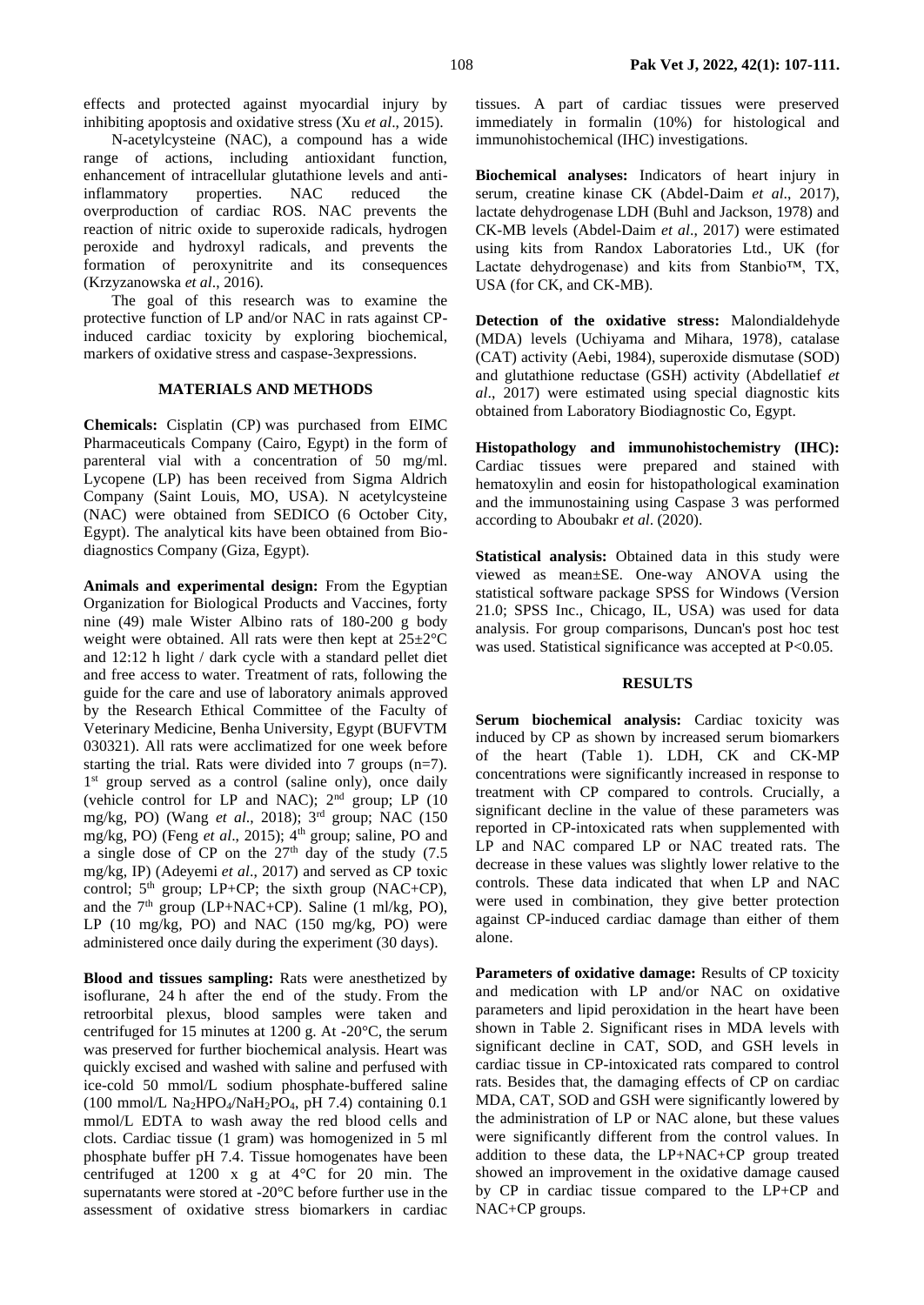effects and protected against myocardial injury by inhibiting apoptosis and oxidative stress (Xu *et al*., 2015).

N-acetylcysteine (NAC), a compound has a wide range of actions, including antioxidant function, enhancement of intracellular glutathione levels and anti-inflammatory properties. NAC reduced the overproduction of cardiac ROS. NAC prevents the reaction of nitric oxide to superoxide radicals, hydrogen peroxide and hydroxyl radicals, and prevents the formation of peroxynitrite and its consequences (Krzyzanowska *et al*., 2016).

The goal of this research was to examine the protective function of LP and/or NAC in rats against CP-induced cardiac toxicity by exploring biochemical, markers of oxidative stress and caspase-3expressions.

## MATERIALS AND METHODS

**Chemicals:** Cisplatin (CP) was purchased from EIMC Pharmaceuticals Company (Cairo, Egypt) in the form of parenteral vial with a concentration of 50 mg/ml. Lycopene (LP) has been received from Sigma Aldrich Company (Saint Louis, MO, USA). N acetylcysteine (NAC) were obtained from SEDICO (6 October City, Egypt). The analytical kits have been obtained from Bio-diagnostics Company (Giza, Egypt).

**Animals and experimental design:** From the Egyptian Organization for Biological Products and Vaccines, forty nine (49) male Wister Albino rats of 180-200 g body weight were obtained. All rats were then kept at 25±2°C and 12:12 h light / dark cycle with a standard pellet diet and free access to water. Treatment of rats, following the guide for the care and use of laboratory animals approved by the Research Ethical Committee of the Faculty of Veterinary Medicine, Benha University, Egypt (BUFVTM 030321). All rats were acclimatized for one week before starting the trial. Rats were divided into 7 groups (n=7). 1st group served as a control (saline only), once daily (vehicle control for LP and NAC); 2nd group; LP (10 mg/kg, PO) (Wang *et al*., 2018); 3rd group; NAC (150 mg/kg, PO) (Feng *et al*., 2015); 4th group; saline, PO and a single dose of CP on the 27th day of the study (7.5 mg/kg, IP) (Adeyemi *et al*., 2017) and served as CP toxic control; 5th group; LP+CP; the sixth group (NAC+CP), and the 7th group (LP+NAC+CP). Saline (1 ml/kg, PO), LP (10 mg/kg, PO) and NAC (150 mg/kg, PO) were administered once daily during the experiment (30 days).

**Blood and tissues sampling:** Rats were anesthetized by isoflurane, 24 h after the end of the study. From the retroorbital plexus, blood samples were taken and centrifuged for 15 minutes at 1200 g. At -20°C, the serum was preserved for further biochemical analysis. Heart was quickly excised and washed with saline and perfused with ice-cold 50 mmol/L sodium phosphate-buffered saline (100 mmol/L $Na_2HPO_4/NaH_2PO_4$, pH 7.4) containing 0.1 mmol/L EDTA to wash away the red blood cells and clots. Cardiac tissue (1 gram) was homogenized in 5 ml phosphate buffer pH 7.4. Tissue homogenates have been centrifuged at 1200 x g at 4°C for 20 min. The supernatants were stored at -20°C before further use in the assessment of oxidative stress biomarkers in cardiac tissues. A part of cardiac tissues were preserved immediately in formalin (10%) for histological and immunohistochemical (IHC) investigations.

**Biochemical analyses:** Indicators of heart injury in serum, creatine kinase CK (Abdel-Daim *et al*., 2017), lactate dehydrogenase LDH (Buhl and Jackson, 1978) and CK-MB levels (Abdel-Daim *et al*., 2017) were estimated using kits from Randox Laboratories Ltd., UK (for Lactate dehydrogenase) and kits from Stanbio™, TX, USA (for CK, and CK-MB).

**Detection of the oxidative stress:** Malondialdehyde (MDA) levels (Uchiyama and Mihara, 1978), catalase (CAT) activity (Aebi, 1984), superoxide dismutase (SOD) and glutathione reductase (GSH) activity (Abdellatief *et al*., 2017) were estimated using special diagnostic kits obtained from Laboratory Biodiagnostic Co, Egypt.

**Histopathology and immunohistochemistry (IHC):** Cardiac tissues were prepared and stained with hematoxylin and eosin for histopathological examination and the immunostaining using Caspase 3 was performed according to Aboubakr *et al*. (2020).

**Statistical analysis:** Obtained data in this study were viewed as mean±SE. One-way ANOVA using the statistical software package SPSS for Windows (Version 21.0; SPSS Inc., Chicago, IL, USA) was used for data analysis. For group comparisons, Duncan's post hoc test was used. Statistical significance was accepted at $P<0.05$.

## RESULTS

**Serum biochemical analysis:** Cardiac toxicity was induced by CP as shown by increased serum biomarkers of the heart (Table 1). LDH, CK and CK-MP concentrations were significantly increased in response to treatment with CP compared to controls. Crucially, a significant decline in the value of these parameters was reported in CP-intoxicated rats when supplemented with LP and NAC compared LP or NAC treated rats. The decrease in these values was slightly lower relative to the controls. These data indicated that when LP and NAC were used in combination, they give better protection against CP-induced cardiac damage than either of them alone.

**Parameters of oxidative damage:** Results of CP toxicity and medication with LP and/or NAC on oxidative parameters and lipid peroxidation in the heart have been shown in Table 2. Significant rises in MDA levels with significant decline in CAT, SOD, and GSH levels in cardiac tissue in CP-intoxicated rats compared to control rats. Besides that, the damaging effects of CP on cardiac MDA, CAT, SOD and GSH were significantly lowered by the administration of LP or NAC alone, but these values were significantly different from the control values. In addition to these data, the LP+NAC+CP group treated showed an improvement in the oxidative damage caused by CP in cardiac tissue compared to the LP+CP and NAC+CP groups.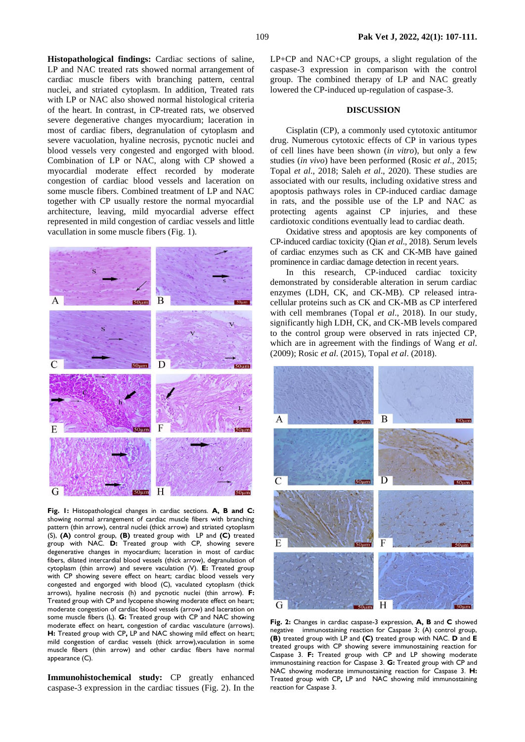**Histopathological findings:** Cardiac sections of saline, LP and NAC treated rats showed normal arrangement of cardiac muscle fibers with branching pattern, central nuclei, and striated cytoplasm. In addition, Treated rats with LP or NAC also showed normal histological criteria of the heart. In contrast, in CP-treated rats, we observed severe degenerative changes myocardium; laceration in most of cardiac fibers, degranulation of cytoplasm and severe vacuolation, hyaline necrosis, pycnotic nuclei and blood vessels very congested and engorged with blood. Combination of LP or NAC, along with CP showed a myocardial moderate effect recorded by moderate congestion of cardiac blood vessels and laceration on some muscle fibers. Combined treatment of LP and NAC together with CP usually restore the normal myocardial architecture, leaving, mild myocardial adverse effect represented in mild congestion of cardiac vessels and little vacullation in some muscle fibers (Fig. 1).

**Fig. 1:** Histopathological changes in cardiac sections. **A, B and C:** showing normal arrangement of cardiac muscle fibers with branching pattern (thin arrow), central nuclei (thick arrow) and striated cytoplasm (S), **(A)** control group, **(B)** treated group with LP and **(C)** treated group with NAC. **D:** Treated group with CP, showing severe degenerative changes in myocardium; laceration in most of cardiac fibers, dilated intercardial blood vessels (thick arrow), degranulation of cytoplasm (thin arrow) and severe vaculation (V). **E:** Treated group with CP showing severe effect on heart; cardiac blood vessels very congested and engorged with blood (C), vaculated cytoplasm (thick arrows), hyaline necrosis (h) and pycnotic nuclei (thin arrow). **F:** Treated group with CP and lycopene showing moderate effect on heart; moderate congestion of cardiac blood vessels (arrow) and laceration on some muscle fibers (L). **G:** Treated group with CP and NAC showing moderate effect on heart, congestion of cardiac vasculature (arrows). **H:** Treated group with CP**,** LP and NAC showing mild effect on heart; mild congestion of cardiac vessels (thick arrow),vaculation in some muscle fibers (thin arrow) and other cardiac fibers have normal appearance (C).

**Immunohistochemical study:** CP greatly enhanced caspase-3 expression in the cardiac tissues (Fig. 2). In the LP+CP and NAC+CP groups, a slight regulation of the caspase-3 expression in comparison with the control group. The combined therapy of LP and NAC greatly lowered the CP-induced up-regulation of caspase-3.

## DISCUSSION

Cisplatin (CP), a commonly used cytotoxic antitumor drug. Numerous cytotoxic effects of CP in various types of cell lines have been shown (*in vitro*), but only a few studies (*in vivo*) have been performed (Rosic *et al*., 2015; Topal *et al*., 2018; Saleh *et al*., 2020). These studies are associated with our results, including oxidative stress and apoptosis pathways roles in CP-induced cardiac damage in rats, and the possible use of the LP and NAC as protecting agents against CP injuries, and these cardiotoxic conditions eventually lead to cardiac death.

Oxidative stress and apoptosis are key components of CP-induced cardiac toxicity (Qian *et al*., 2018). Serum levels of cardiac enzymes such as CK and CK-MB have gained prominence in cardiac damage detection in recent years.

In this research, CP-induced cardiac toxicity demonstrated by considerable alteration in serum cardiac enzymes (LDH, CK, and CK-MB). CP released intra-cellular proteins such as CK and CK-MB as CP interfered with cell membranes (Topal *et al*., 2018). In our study, significantly high LDH, CK, and CK-MB levels compared to the control group were observed in rats injected CP, which are in agreement with the findings of Wang *et al*. (2009); Rosic *et al*. (2015), Topal *et al*. (2018).

**Fig. 2:** Changes in cardiac caspase-3 expression, **A, B** and **C** showed negative immunostaining reaction for Caspase 3; (A) control group, **(B)** treated group with LP and **(C)** treated group with NAC. **D** and **E** treated groups with CP showing severe immunostaining reaction for Caspase 3. **F:** Treated group with CP and LP showing moderate immunostaining reaction for Caspase 3. **G:** Treated group with CP and NAC showing moderate immunostaining reaction for Caspase 3. **H:** Treated group with CP**,** LP and NAC showing mild immunostaining reaction for Caspase 3.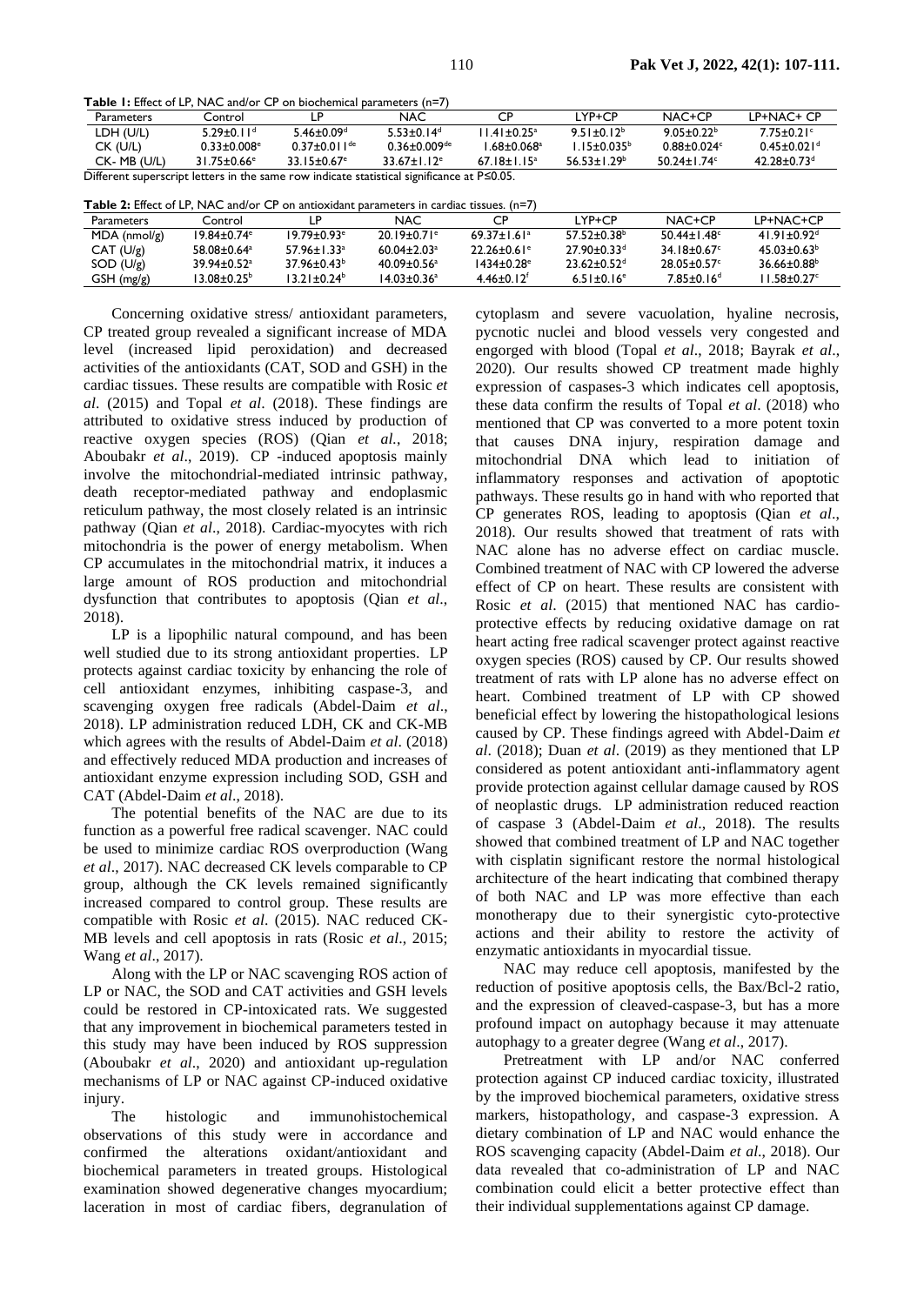**Table 1:** Effect of LP, NAC and/or CP on biochemical parameters (n=7)

| Parameters | Control | LP | NAC | CP | LYP+CP | NAC+CP | LP+NAC+ CP |
|---|---|---|---|---|---|---|---|
| LDH (U/L) | 5.29±0.11$^{d}$ | 5.46±0.09$^{d}$ | 5.53±0.14$^{d}$ | 11.41±0.25$^{a}$ | 9.51±0.12$^{b}$ | 9.05±0.22$^{b}$ | 7.75±0.21$^{c}$ |
| CK (U/L) | 0.33±0.008$^{e}$ | 0.37±0.011$^{de}$ | 0.36±0.009$^{de}$ | 1.68±0.068$^{a}$ | 1.15±0.035$^{b}$ | 0.88±0.024$^{c}$ | 0.45±0.021$^{d}$ |
| CK- MB (U/L) | 31.75±0.66$^{e}$ | 33.15±0.67$^{e}$ | 33.67±1.12$^{e}$ | 67.18±1.15$^{a}$ | 56.53±1.29$^{b}$ | 50.24±1.74$^{c}$ | 42.28±0.73$^{d}$ |

Different superscript letters in the same row indicate statistical significance at P≤0.05.

**Table 2:** Effect of LP, NAC and/or CP on antioxidant parameters in cardiac tissues. (n=7)

| Parameters | Control | LP | NAC | CP | LYP+CP | NAC+CP | LP+NAC+CP |
|---|---|---|---|---|---|---|---|
| MDA (nmol/g) | 19.84±0.74$^{e}$ | 19.79±0.93$^{e}$ | 20.19±0.71$^{e}$ | 69.37±1.61$^{a}$ | 57.52±0.38$^{b}$ | 50.44±1.48$^{c}$ | 41.91±0.92$^{d}$ |
| CAT (U/g) | 58.08±0.64$^{a}$ | 57.96±1.33$^{a}$ | 60.04±2.03$^{a}$ | 22.26±0.61$^{e}$ | 27.90±0.33$^{d}$ | 34.18±0.67$^{c}$ | 45.03±0.63$^{b}$ |
| SOD (U/g) | 39.94±0.52$^{a}$ | 37.96±0.43$^{b}$ | 40.09±0.56$^{a}$ | 1434±0.28$^{e}$ | 23.62±0.52$^{d}$ | 28.05±0.57$^{c}$ | 36.66±0.88$^{b}$ |
| GSH (mg/g) | 13.08±0.25$^{b}$ | 13.21±0.24$^{b}$ | 14.03±0.36$^{a}$ | 4.46±0.12$^{f}$ | 6.51±0.16$^{e}$ | 7.85±0.16$^{d}$ | 11.58±0.27$^{c}$ |

Concerning oxidative stress/ antioxidant parameters, CP treated group revealed a significant increase of MDA level (increased lipid peroxidation) and decreased activities of the antioxidants (CAT, SOD and GSH) in the cardiac tissues. These results are compatible with Rosic *et al*. (2015) and Topal *et al*. (2018). These findings are attributed to oxidative stress induced by production of reactive oxygen species (ROS) (Qian *et al.*, 2018; Aboubakr *et al*., 2019). CP -induced apoptosis mainly involve the mitochondrial-mediated intrinsic pathway, death receptor-mediated pathway and endoplasmic reticulum pathway, the most closely related is an intrinsic pathway (Qian *et al*., 2018). Cardiac-myocytes with rich mitochondria is the power of energy metabolism. When CP accumulates in the mitochondrial matrix, it induces a large amount of ROS production and mitochondrial dysfunction that contributes to apoptosis (Qian *et al*., 2018).

LP is a lipophilic natural compound, and has been well studied due to its strong antioxidant properties. LP protects against cardiac toxicity by enhancing the role of cell antioxidant enzymes, inhibiting caspase-3, and scavenging oxygen free radicals (Abdel-Daim *et al*., 2018). LP administration reduced LDH, CK and CK-MB which agrees with the results of Abdel-Daim *et al*. (2018) and effectively reduced MDA production and increases of antioxidant enzyme expression including SOD, GSH and CAT (Abdel-Daim *et al*., 2018).

The potential benefits of the NAC are due to its function as a powerful free radical scavenger. NAC could be used to minimize cardiac ROS overproduction (Wang *et al*., 2017). NAC decreased CK levels comparable to CP group, although the CK levels remained significantly increased compared to control group. These results are compatible with Rosic *et al*. (2015). NAC reduced CK-MB levels and cell apoptosis in rats (Rosic *et al*., 2015; Wang *et al*., 2017).

Along with the LP or NAC scavenging ROS action of LP or NAC, the SOD and CAT activities and GSH levels could be restored in CP-intoxicated rats. We suggested that any improvement in biochemical parameters tested in this study may have been induced by ROS suppression (Aboubakr *et al*., 2020) and antioxidant up-regulation mechanisms of LP or NAC against CP-induced oxidative injury.

The histologic and immunohistochemical observations of this study were in accordance and confirmed the alterations oxidant/antioxidant and biochemical parameters in treated groups. Histological examination showed degenerative changes myocardium; laceration in most of cardiac fibers, degranulation of cytoplasm and severe vacuolation, hyaline necrosis, pycnotic nuclei and blood vessels very congested and engorged with blood (Topal *et al*., 2018; Bayrak *et al*., 2020). Our results showed CP treatment made highly expression of caspases-3 which indicates cell apoptosis, these data confirm the results of Topal *et al*. (2018) who mentioned that CP was converted to a more potent toxin that causes DNA injury, respiration damage and mitochondrial DNA which lead to initiation of inflammatory responses and activation of apoptotic pathways. These results go in hand with who reported that CP generates ROS, leading to apoptosis (Qian *et al*., 2018). Our results showed that treatment of rats with NAC alone has no adverse effect on cardiac muscle. Combined treatment of NAC with CP lowered the adverse effect of CP on heart. These results are consistent with Rosic *et al*. (2015) that mentioned NAC has cardio-protective effects by reducing oxidative damage on rat heart acting free radical scavenger protect against reactive oxygen species (ROS) caused by CP. Our results showed treatment of rats with LP alone has no adverse effect on heart. Combined treatment of LP with CP showed beneficial effect by lowering the histopathological lesions caused by CP. These findings agreed with Abdel-Daim *et al*. (2018); Duan *et al*. (2019) as they mentioned that LP considered as potent antioxidant anti-inflammatory agent provide protection against cellular damage caused by ROS of neoplastic drugs. LP administration reduced reaction of caspase 3 (Abdel-Daim *et al*., 2018). The results showed that combined treatment of LP and NAC together with cisplatin significant restore the normal histological architecture of the heart indicating that combined therapy of both NAC and LP was more effective than each monotherapy due to their synergistic cyto-protective actions and their ability to restore the activity of enzymatic antioxidants in myocardial tissue.

NAC may reduce cell apoptosis, manifested by the reduction of positive apoptosis cells, the Bax/Bcl-2 ratio, and the expression of cleaved-caspase-3, but has a more profound impact on autophagy because it may attenuate autophagy to a greater degree (Wang *et al*., 2017).

Pretreatment with LP and/or NAC conferred protection against CP induced cardiac toxicity, illustrated by the improved biochemical parameters, oxidative stress markers, histopathology, and caspase-3 expression. A dietary combination of LP and NAC would enhance the ROS scavenging capacity (Abdel-Daim *et al*., 2018). Our data revealed that co-administration of LP and NAC combination could elicit a better protective effect than their individual supplementations against CP damage.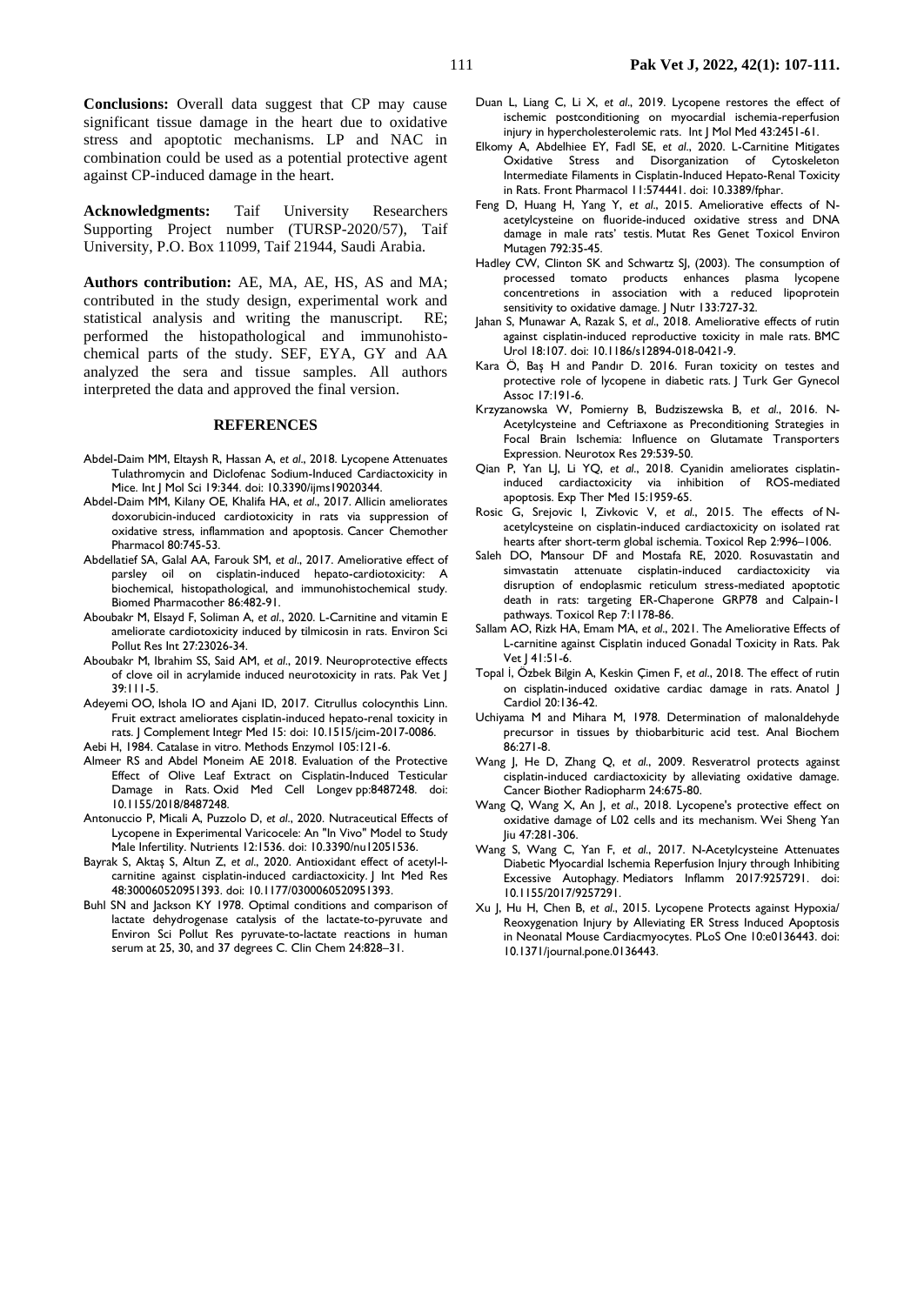**Conclusions:** Overall data suggest that CP may cause significant tissue damage in the heart due to oxidative stress and apoptotic mechanisms. LP and NAC in combination could be used as a potential protective agent against CP-induced damage in the heart.

**Acknowledgments:** Taif University Researchers Supporting Project number (TURSP-2020/57), Taif University, P.O. Box 11099, Taif 21944, Saudi Arabia.

**Authors contribution:** AE, MA, AE, HS, AS and MA; contributed in the study design, experimental work and statistical analysis and writing the manuscript. RE; performed the histopathological and immunohistochemical parts of the study. SEF, EYA, GY and AA analyzed the sera and tissue samples. All authors interpreted the data and approved the final version.

## REFERENCES

Abdel-Daim MM, Eltaysh R, Hassan A, *et al*., 2018. Lycopene Attenuates Tulathromycin and Diclofenac Sodium-Induced Cardiactoxicity in Mice. Int J Mol Sci 19:344. doi: 10.3390/ijms19020344.

Abdel-Daim MM, Kilany OE, Khalifa HA, *et al*., 2017. Allicin ameliorates doxorubicin-induced cardiotoxicity in rats via suppression of oxidative stress, inflammation and apoptosis. Cancer Chemother Pharmacol 80:745-53.

Abdellatief SA, Galal AA, Farouk SM, *et al*., 2017. Ameliorative effect of parsley oil on cisplatin-induced hepato-cardiotoxicity: A biochemical, histopathological, and immunohistochemical study. Biomed Pharmacother 86:482-91.

Aboubakr M, Elsayd F, Soliman A, *et al*., 2020. L-Carnitine and vitamin E ameliorate cardiotoxicity induced by tilmicosin in rats. Environ Sci Pollut Res Int 27:23026-34.

Aboubakr M, Ibrahim SS, Said AM, *et al*., 2019. Neuroprotective effects of clove oil in acrylamide induced neurotoxicity in rats. Pak Vet J 39:111-5.

Adeyemi OO, Ishola IO and Ajani ID, 2017. Citrullus colocynthis Linn. Fruit extract ameliorates cisplatin-induced hepato-renal toxicity in rats. J Complement Integr Med 15: doi: 10.1515/jcim-2017-0086.

Aebi H, 1984. Catalase in vitro. Methods Enzymol 105:121-6.

Almeer RS and Abdel Moneim AE 2018. Evaluation of the Protective Effect of Olive Leaf Extract on Cisplatin-Induced Testicular Damage in Rats. Oxid Med Cell Longev pp:8487248. doi: 10.1155/2018/8487248.

Antonuccio P, Micali A, Puzzolo D, *et al*., 2020. Nutraceutical Effects of Lycopene in Experimental Varicocele: An "In Vivo" Model to Study Male Infertility. Nutrients 12:1536. doi: 10.3390/nu12051536.

Bayrak S, Aktaş S, Altun Z, *et al*., 2020. Antioxidant effect of acetyl-l-carnitine against cisplatin-induced cardiactoxicity. J Int Med Res 48:300060520951393. doi: 10.1177/0300060520951393.

Buhl SN and Jackson KY 1978. Optimal conditions and comparison of lactate dehydrogenase catalysis of the lactate-to-pyruvate and Environ Sci Pollut Res pyruvate-to-lactate reactions in human serum at 25, 30, and 37 degrees C. Clin Chem 24:828–31.

Duan L, Liang C, Li X, *et al*., 2019. Lycopene restores the effect of ischemic postconditioning on myocardial ischemia-reperfusion injury in hypercholesterolemic rats. Int J Mol Med 43:2451-61.

Elkomy A, Abdelhiee EY, Fadl SE, *et al*., 2020. L-Carnitine Mitigates Oxidative Stress and Disorganization of Cytoskeleton Intermediate Filaments in Cisplatin-Induced Hepato-Renal Toxicity in Rats. Front Pharmacol 11:574441. doi: 10.3389/fphar.

Feng D, Huang H, Yang Y, *et al*., 2015. Ameliorative effects of N-acetylcysteine on fluoride-induced oxidative stress and DNA damage in male rats' testis. Mutat Res Genet Toxicol Environ Mutagen 792:35-45.

Hadley CW, Clinton SK and Schwartz SJ, (2003). The consumption of processed tomato products enhances plasma lycopene concentretions in association with a reduced lipoprotein sensitivity to oxidative damage. J Nutr 133:727-32.

Jahan S, Munawar A, Razak S, *et al*., 2018. Ameliorative effects of rutin against cisplatin-induced reproductive toxicity in male rats. BMC Urol 18:107. doi: 10.1186/s12894-018-0421-9.

Kara Ö, Baş H and Pandır D. 2016. Furan toxicity on testes and protective role of lycopene in diabetic rats. J Turk Ger Gynecol Assoc 17:191-6.

Krzyzanowska W, Pomierny B, Budziszewska B, *et al*., 2016. N-Acetylcysteine and Ceftriaxone as Preconditioning Strategies in Focal Brain Ischemia: Influence on Glutamate Transporters Expression. Neurotox Res 29:539-50.

Qian P, Yan LJ, Li YQ, *et al*., 2018. Cyanidin ameliorates cisplatin-induced cardiactoxicity via inhibition of ROS-mediated apoptosis. Exp Ther Med 15:1959-65.

Rosic G, Srejovic I, Zivkovic V, *et al*., 2015. The effects of N-acetylcysteine on cisplatin-induced cardiactoxicity on isolated rat hearts after short-term global ischemia. Toxicol Rep 2:996–1006.

Saleh DO, Mansour DF and Mostafa RE, 2020. Rosuvastatin and simvastatin attenuate cisplatin-induced cardiactoxicity via disruption of endoplasmic reticulum stress-mediated apoptotic death in rats: targeting ER-Chaperone GRP78 and Calpain-1 pathways. Toxicol Rep 7:1178-86.

Sallam AO, Rizk HA, Emam MA, *et al*., 2021. The Ameliorative Effects of L-carnitine against Cisplatin induced Gonadal Toxicity in Rats. Pak Vet J 41:51-6.

Topal İ, Özbek Bilgin A, Keskin Çimen F, *et al*., 2018. The effect of rutin on cisplatin-induced oxidative cardiac damage in rats. Anatol J Cardiol 20:136-42.

Uchiyama M and Mihara M, 1978. Determination of malonaldehyde precursor in tissues by thiobarbituric acid test. Anal Biochem 86:271-8.

Wang J, He D, Zhang Q, *et al*., 2009. Resveratrol protects against cisplatin-induced cardiactoxicity by alleviating oxidative damage. Cancer Biother Radiopharm 24:675-80.

Wang Q, Wang X, An J, *et al*., 2018. Lycopene's protective effect on oxidative damage of L02 cells and its mechanism. Wei Sheng Yan Jiu 47:281-306.

Wang S, Wang C, Yan F, *et al*., 2017. N-Acetylcysteine Attenuates Diabetic Myocardial Ischemia Reperfusion Injury through Inhibiting Excessive Autophagy. Mediators Inflamm 2017:9257291. doi: 10.1155/2017/9257291.

Xu J, Hu H, Chen B, *et al*., 2015. Lycopene Protects against Hypoxia/ Reoxygenation Injury by Alleviating ER Stress Induced Apoptosis in Neonatal Mouse Cardiacmyocytes. PLoS One 10:e0136443. doi: 10.1371/journal.pone.0136443.